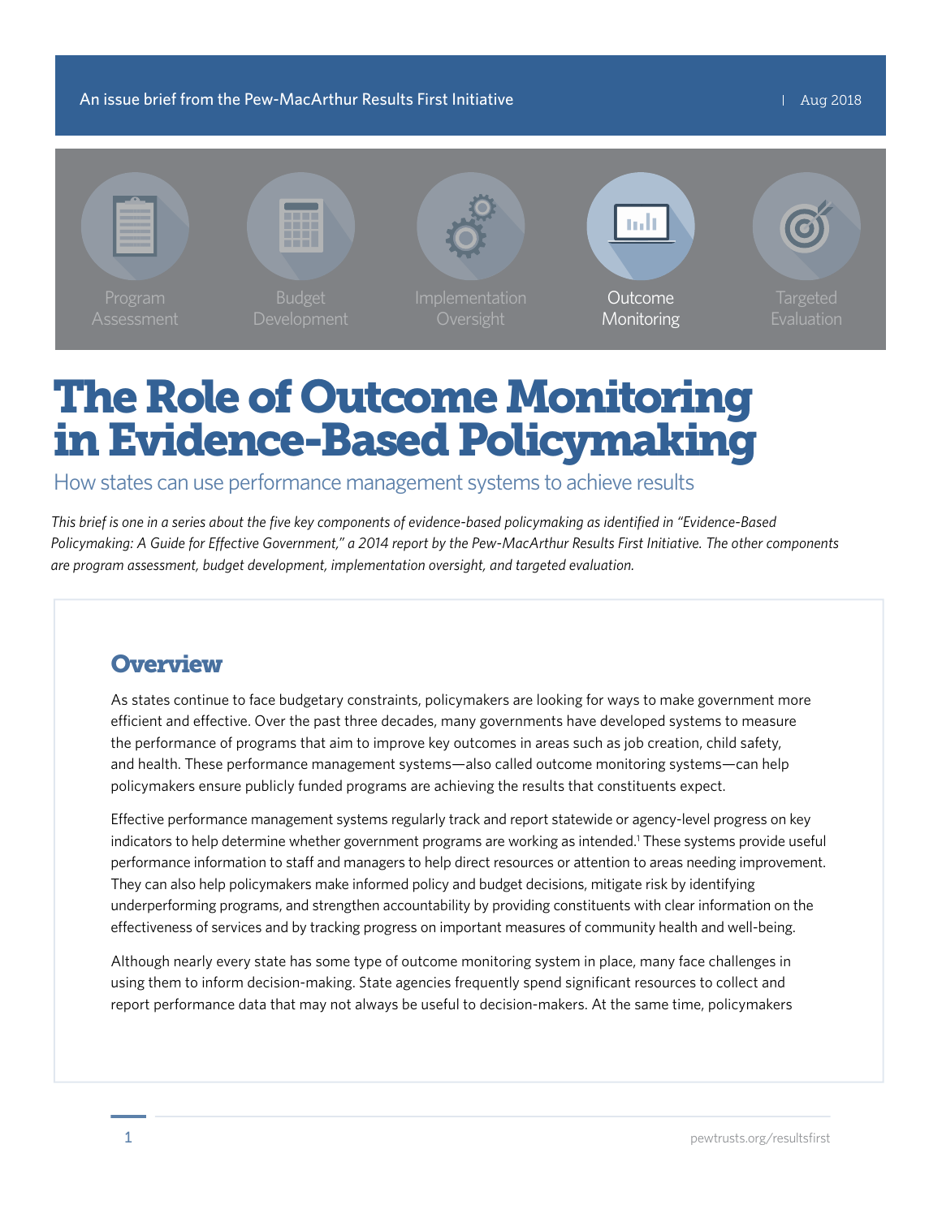An issue brief from the Pew-MacArthur Results First Initiative | Aug 2018

Program Assessment | Budget Development | Implementation Oversight | Outcome Monitoring | Targeted Evaluation

# The Role of Outcome Monitoring in Evidence-Based Policymaking

## How states can use performance management systems to achieve results

*This brief is one in a series about the five key components of evidence-based policymaking as identified in "Evidence-Based Policymaking: A Guide for Effective Government," a 2014 report by the Pew-MacArthur Results First Initiative. The other components are program assessment, budget development, implementation oversight, and targeted evaluation.*

## Overview

As states continue to face budgetary constraints, policymakers are looking for ways to make government more efficient and effective. Over the past three decades, many governments have developed systems to measure the performance of programs that aim to improve key outcomes in areas such as job creation, child safety, and health. These performance management systems—also called outcome monitoring systems—can help policymakers ensure publicly funded programs are achieving the results that constituents expect.

Effective performance management systems regularly track and report statewide or agency-level progress on key indicators to help determine whether government programs are working as intended.[1] These systems provide useful performance information to staff and managers to help direct resources or attention to areas needing improvement. They can also help policymakers make informed policy and budget decisions, mitigate risk by identifying underperforming programs, and strengthen accountability by providing constituents with clear information on the effectiveness of services and by tracking progress on important measures of community health and well-being.

Although nearly every state has some type of outcome monitoring system in place, many face challenges in using them to inform decision-making. State agencies frequently spend significant resources to collect and report performance data that may not always be useful to decision-makers. At the same time, policymakers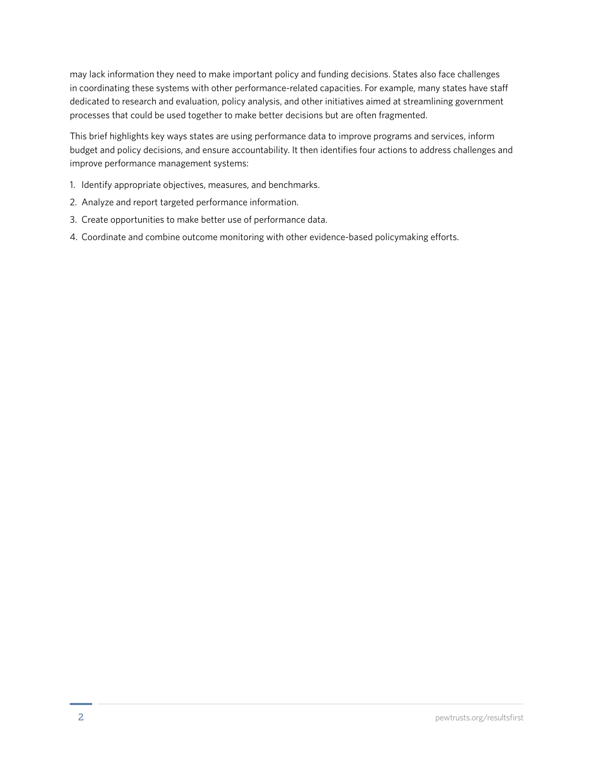may lack information they need to make important policy and funding decisions. States also face challenges in coordinating these systems with other performance-related capacities. For example, many states have staff dedicated to research and evaluation, policy analysis, and other initiatives aimed at streamlining government processes that could be used together to make better decisions but are often fragmented.

This brief highlights key ways states are using performance data to improve programs and services, inform budget and policy decisions, and ensure accountability. It then identifies four actions to address challenges and improve performance management systems:

1. Identify appropriate objectives, measures, and benchmarks.
2. Analyze and report targeted performance information.
3. Create opportunities to make better use of performance data.
4. Coordinate and combine outcome monitoring with other evidence-based policymaking efforts.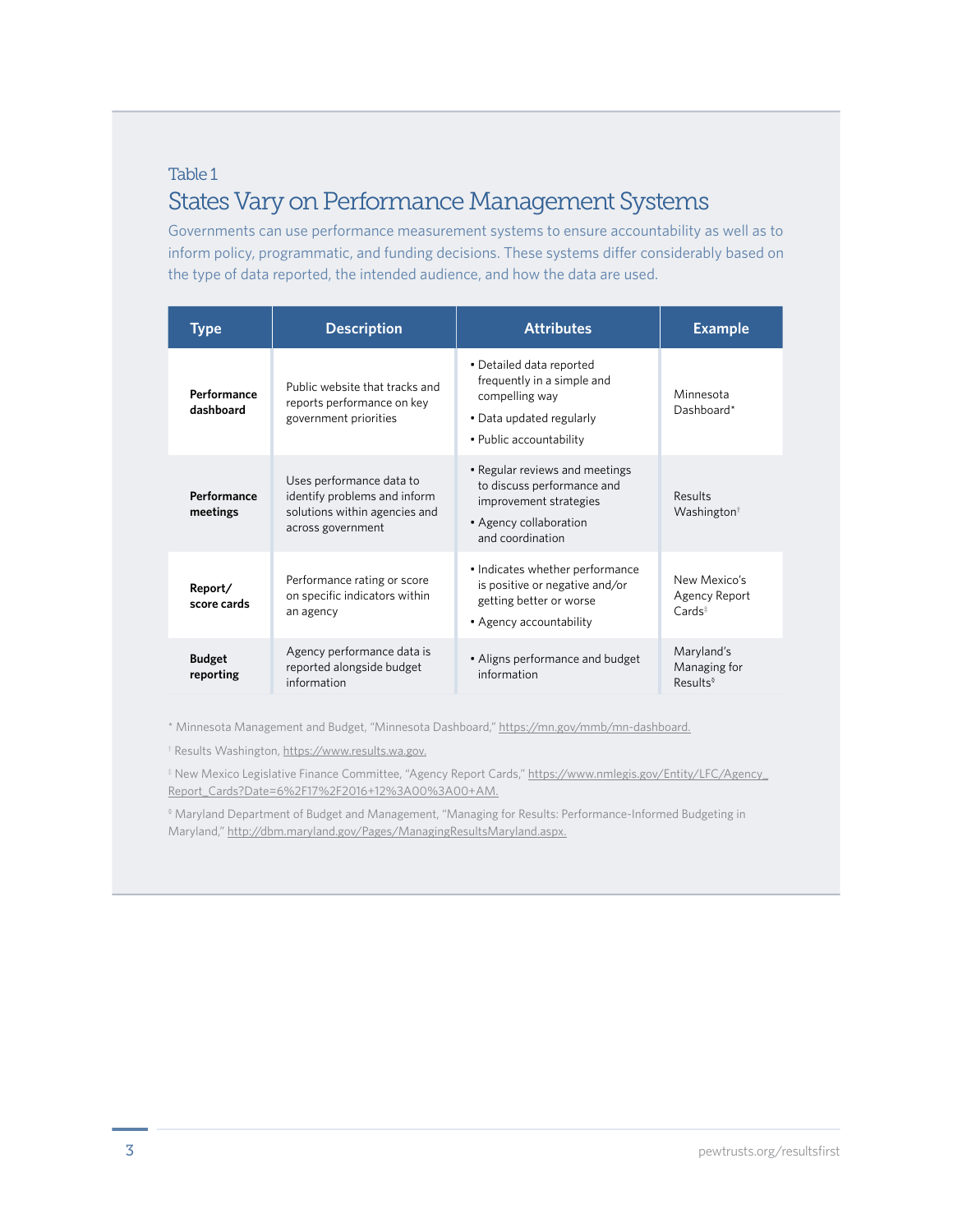Table 1

## States Vary on Performance Management Systems

Governments can use performance measurement systems to ensure accountability as well as to inform policy, programmatic, and funding decisions. These systems differ considerably based on the type of data reported, the intended audience, and how the data are used.

| Type | Description | Attributes | Example |
|---|---|---|---|
| **Performance dashboard** | Public website that tracks and reports performance on key government priorities | • Detailed data reported frequently in a simple and compelling way<br>• Data updated regularly<br>• Public accountability | Minnesota Dashboard* |
| **Performance meetings** | Uses performance data to identify problems and inform solutions within agencies and across government | • Regular reviews and meetings to discuss performance and improvement strategies<br>• Agency collaboration and coordination | Results Washington† |
| **Report/ score cards** | Performance rating or score on specific indicators within an agency | • Indicates whether performance is positive or negative and/or getting better or worse<br>• Agency accountability | New Mexico's Agency Report Cards‡ |
| **Budget reporting** | Agency performance data is reported alongside budget information | • Aligns performance and budget information | Maryland's Managing for Results§ |

\* Minnesota Management and Budget, "Minnesota Dashboard," https://mn.gov/mmb/mn-dashboard.

† Results Washington, https://www.results.wa.gov.

‡ New Mexico Legislative Finance Committee, "Agency Report Cards," https://www.nmlegis.gov/Entity/LFC/Agency_Report_Cards?Date=6%2F17%2F2016+12%3A00%3A00+AM.

§ Maryland Department of Budget and Management, "Managing for Results: Performance-Informed Budgeting in Maryland," http://dbm.maryland.gov/Pages/ManagingResultsMaryland.aspx.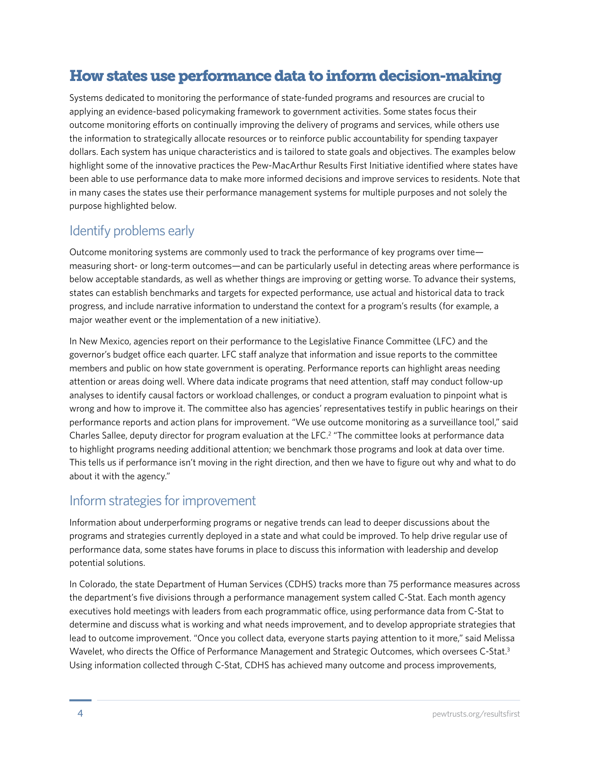# How states use performance data to inform decision-making

Systems dedicated to monitoring the performance of state-funded programs and resources are crucial to applying an evidence-based policymaking framework to government activities. Some states focus their outcome monitoring efforts on continually improving the delivery of programs and services, while others use the information to strategically allocate resources or to reinforce public accountability for spending taxpayer dollars. Each system has unique characteristics and is tailored to state goals and objectives. The examples below highlight some of the innovative practices the Pew-MacArthur Results First Initiative identified where states have been able to use performance data to make more informed decisions and improve services to residents. Note that in many cases the states use their performance management systems for multiple purposes and not solely the purpose highlighted below.

## Identify problems early

Outcome monitoring systems are commonly used to track the performance of key programs over time—measuring short- or long-term outcomes—and can be particularly useful in detecting areas where performance is below acceptable standards, as well as whether things are improving or getting worse. To advance their systems, states can establish benchmarks and targets for expected performance, use actual and historical data to track progress, and include narrative information to understand the context for a program's results (for example, a major weather event or the implementation of a new initiative).

In New Mexico, agencies report on their performance to the Legislative Finance Committee (LFC) and the governor's budget office each quarter. LFC staff analyze that information and issue reports to the committee members and public on how state government is operating. Performance reports can highlight areas needing attention or areas doing well. Where data indicate programs that need attention, staff may conduct follow-up analyses to identify causal factors or workload challenges, or conduct a program evaluation to pinpoint what is wrong and how to improve it. The committee also has agencies' representatives testify in public hearings on their performance reports and action plans for improvement. "We use outcome monitoring as a surveillance tool," said Charles Sallee, deputy director for program evaluation at the LFC.[2] "The committee looks at performance data to highlight programs needing additional attention; we benchmark those programs and look at data over time. This tells us if performance isn't moving in the right direction, and then we have to figure out why and what to do about it with the agency."

## Inform strategies for improvement

Information about underperforming programs or negative trends can lead to deeper discussions about the programs and strategies currently deployed in a state and what could be improved. To help drive regular use of performance data, some states have forums in place to discuss this information with leadership and develop potential solutions.

In Colorado, the state Department of Human Services (CDHS) tracks more than 75 performance measures across the department's five divisions through a performance management system called C-Stat. Each month agency executives hold meetings with leaders from each programmatic office, using performance data from C-Stat to determine and discuss what is working and what needs improvement, and to develop appropriate strategies that lead to outcome improvement. "Once you collect data, everyone starts paying attention to it more," said Melissa Wavelet, who directs the Office of Performance Management and Strategic Outcomes, which oversees C-Stat.[3] Using information collected through C-Stat, CDHS has achieved many outcome and process improvements,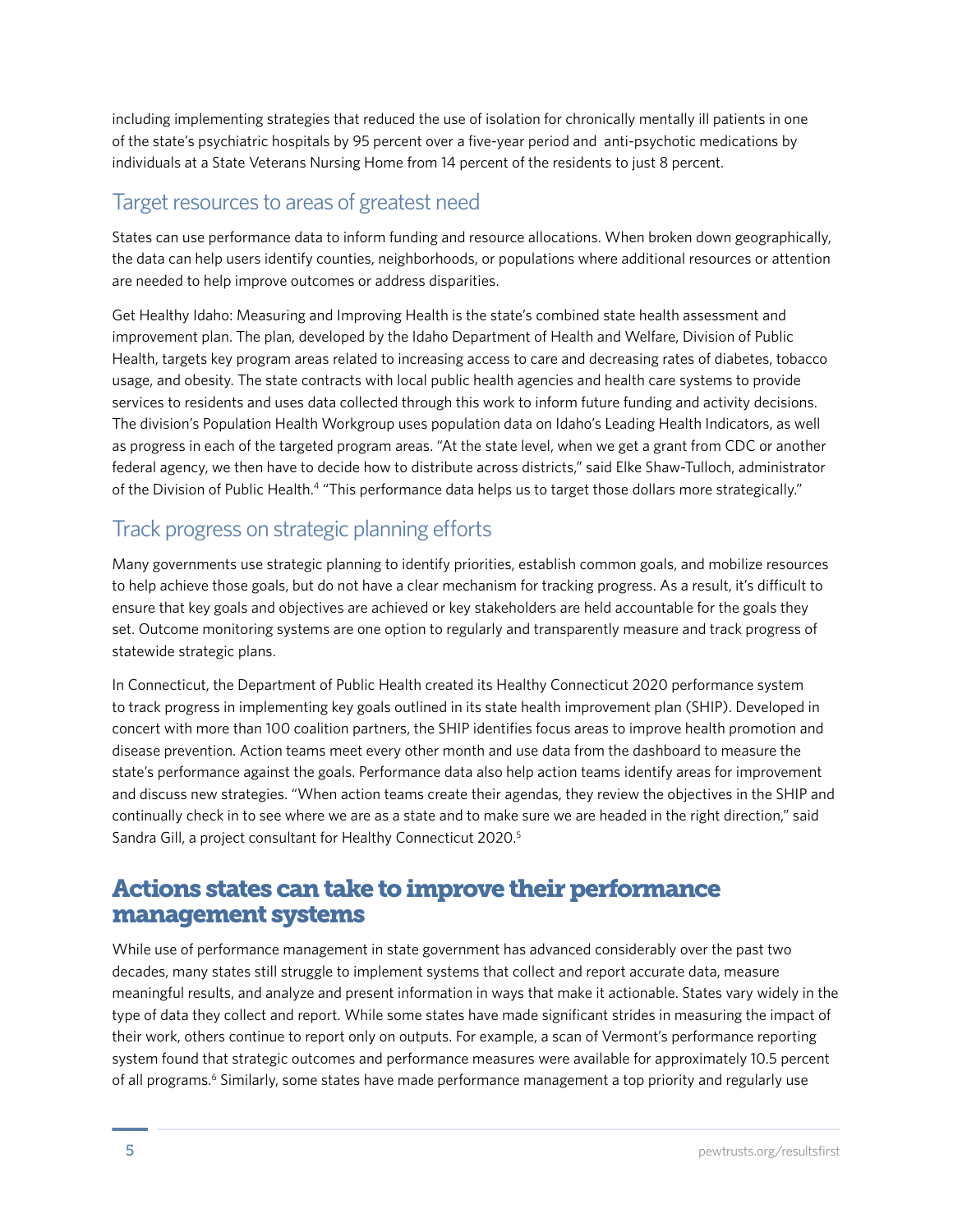including implementing strategies that reduced the use of isolation for chronically mentally ill patients in one of the state's psychiatric hospitals by 95 percent over a five-year period and anti-psychotic medications by individuals at a State Veterans Nursing Home from 14 percent of the residents to just 8 percent.

### Target resources to areas of greatest need

States can use performance data to inform funding and resource allocations. When broken down geographically, the data can help users identify counties, neighborhoods, or populations where additional resources or attention are needed to help improve outcomes or address disparities.

Get Healthy Idaho: Measuring and Improving Health is the state's combined state health assessment and improvement plan. The plan, developed by the Idaho Department of Health and Welfare, Division of Public Health, targets key program areas related to increasing access to care and decreasing rates of diabetes, tobacco usage, and obesity. The state contracts with local public health agencies and health care systems to provide services to residents and uses data collected through this work to inform future funding and activity decisions. The division's Population Health Workgroup uses population data on Idaho's Leading Health Indicators, as well as progress in each of the targeted program areas. "At the state level, when we get a grant from CDC or another federal agency, we then have to decide how to distribute across districts," said Elke Shaw-Tulloch, administrator of the Division of Public Health.[4] "This performance data helps us to target those dollars more strategically."

### Track progress on strategic planning efforts

Many governments use strategic planning to identify priorities, establish common goals, and mobilize resources to help achieve those goals, but do not have a clear mechanism for tracking progress. As a result, it's difficult to ensure that key goals and objectives are achieved or key stakeholders are held accountable for the goals they set. Outcome monitoring systems are one option to regularly and transparently measure and track progress of statewide strategic plans.

In Connecticut, the Department of Public Health created its Healthy Connecticut 2020 performance system to track progress in implementing key goals outlined in its state health improvement plan (SHIP). Developed in concert with more than 100 coalition partners, the SHIP identifies focus areas to improve health promotion and disease prevention. Action teams meet every other month and use data from the dashboard to measure the state's performance against the goals. Performance data also help action teams identify areas for improvement and discuss new strategies. "When action teams create their agendas, they review the objectives in the SHIP and continually check in to see where we are as a state and to make sure we are headed in the right direction," said Sandra Gill, a project consultant for Healthy Connecticut 2020.[5]

## Actions states can take to improve their performance management systems

While use of performance management in state government has advanced considerably over the past two decades, many states still struggle to implement systems that collect and report accurate data, measure meaningful results, and analyze and present information in ways that make it actionable. States vary widely in the type of data they collect and report. While some states have made significant strides in measuring the impact of their work, others continue to report only on outputs. For example, a scan of Vermont's performance reporting system found that strategic outcomes and performance measures were available for approximately 10.5 percent of all programs.[6] Similarly, some states have made performance management a top priority and regularly use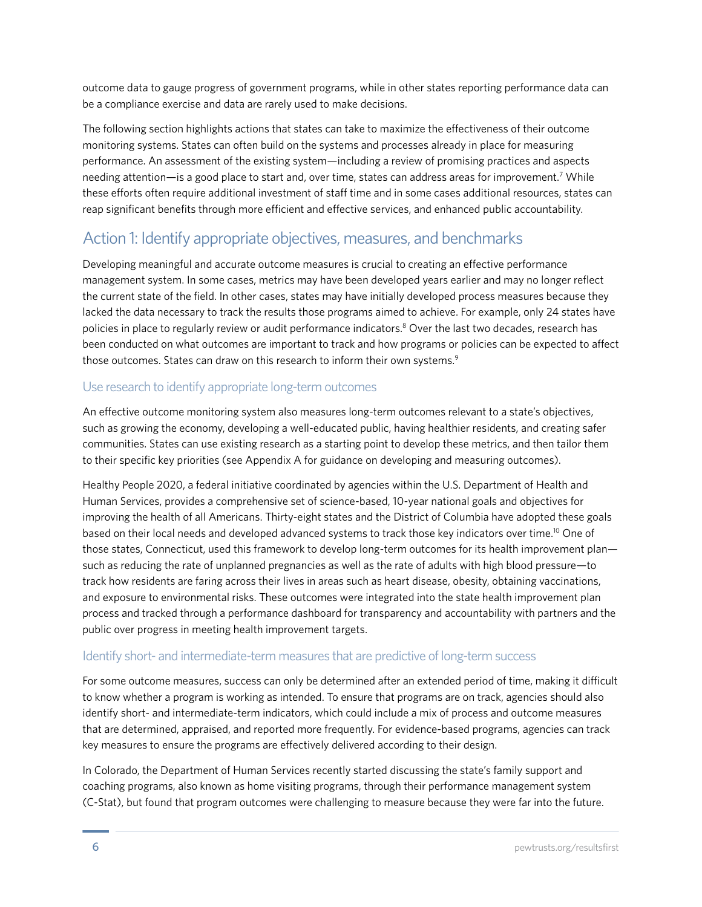outcome data to gauge progress of government programs, while in other states reporting performance data can be a compliance exercise and data are rarely used to make decisions.

The following section highlights actions that states can take to maximize the effectiveness of their outcome monitoring systems. States can often build on the systems and processes already in place for measuring performance. An assessment of the existing system—including a review of promising practices and aspects needing attention—is a good place to start and, over time, states can address areas for improvement.[7] While these efforts often require additional investment of staff time and in some cases additional resources, states can reap significant benefits through more efficient and effective services, and enhanced public accountability.

## Action 1: Identify appropriate objectives, measures, and benchmarks

Developing meaningful and accurate outcome measures is crucial to creating an effective performance management system. In some cases, metrics may have been developed years earlier and may no longer reflect the current state of the field. In other cases, states may have initially developed process measures because they lacked the data necessary to track the results those programs aimed to achieve. For example, only 24 states have policies in place to regularly review or audit performance indicators.[8] Over the last two decades, research has been conducted on what outcomes are important to track and how programs or policies can be expected to affect those outcomes. States can draw on this research to inform their own systems.[9]

### Use research to identify appropriate long-term outcomes

An effective outcome monitoring system also measures long-term outcomes relevant to a state's objectives, such as growing the economy, developing a well-educated public, having healthier residents, and creating safer communities. States can use existing research as a starting point to develop these metrics, and then tailor them to their specific key priorities (see Appendix A for guidance on developing and measuring outcomes).

Healthy People 2020, a federal initiative coordinated by agencies within the U.S. Department of Health and Human Services, provides a comprehensive set of science-based, 10-year national goals and objectives for improving the health of all Americans. Thirty-eight states and the District of Columbia have adopted these goals based on their local needs and developed advanced systems to track those key indicators over time.[10] One of those states, Connecticut, used this framework to develop long-term outcomes for its health improvement plan—such as reducing the rate of unplanned pregnancies as well as the rate of adults with high blood pressure—to track how residents are faring across their lives in areas such as heart disease, obesity, obtaining vaccinations, and exposure to environmental risks. These outcomes were integrated into the state health improvement plan process and tracked through a performance dashboard for transparency and accountability with partners and the public over progress in meeting health improvement targets.

### Identify short- and intermediate-term measures that are predictive of long-term success

For some outcome measures, success can only be determined after an extended period of time, making it difficult to know whether a program is working as intended. To ensure that programs are on track, agencies should also identify short- and intermediate-term indicators, which could include a mix of process and outcome measures that are determined, appraised, and reported more frequently. For evidence-based programs, agencies can track key measures to ensure the programs are effectively delivered according to their design.

In Colorado, the Department of Human Services recently started discussing the state's family support and coaching programs, also known as home visiting programs, through their performance management system (C-Stat), but found that program outcomes were challenging to measure because they were far into the future.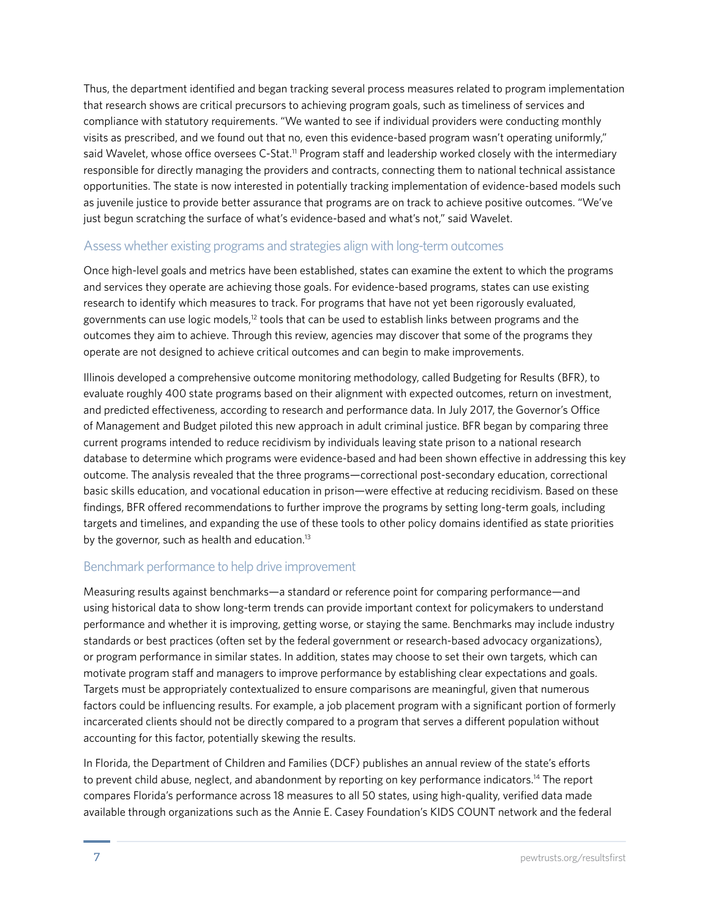Thus, the department identified and began tracking several process measures related to program implementation that research shows are critical precursors to achieving program goals, such as timeliness of services and compliance with statutory requirements. "We wanted to see if individual providers were conducting monthly visits as prescribed, and we found out that no, even this evidence-based program wasn't operating uniformly," said Wavelet, whose office oversees C-Stat.[11] Program staff and leadership worked closely with the intermediary responsible for directly managing the providers and contracts, connecting them to national technical assistance opportunities. The state is now interested in potentially tracking implementation of evidence-based models such as juvenile justice to provide better assurance that programs are on track to achieve positive outcomes. "We've just begun scratching the surface of what's evidence-based and what's not," said Wavelet.

### Assess whether existing programs and strategies align with long-term outcomes

Once high-level goals and metrics have been established, states can examine the extent to which the programs and services they operate are achieving those goals. For evidence-based programs, states can use existing research to identify which measures to track. For programs that have not yet been rigorously evaluated, governments can use logic models,[12] tools that can be used to establish links between programs and the outcomes they aim to achieve. Through this review, agencies may discover that some of the programs they operate are not designed to achieve critical outcomes and can begin to make improvements.

Illinois developed a comprehensive outcome monitoring methodology, called Budgeting for Results (BFR), to evaluate roughly 400 state programs based on their alignment with expected outcomes, return on investment, and predicted effectiveness, according to research and performance data. In July 2017, the Governor's Office of Management and Budget piloted this new approach in adult criminal justice. BFR began by comparing three current programs intended to reduce recidivism by individuals leaving state prison to a national research database to determine which programs were evidence-based and had been shown effective in addressing this key outcome. The analysis revealed that the three programs—correctional post-secondary education, correctional basic skills education, and vocational education in prison—were effective at reducing recidivism. Based on these findings, BFR offered recommendations to further improve the programs by setting long-term goals, including targets and timelines, and expanding the use of these tools to other policy domains identified as state priorities by the governor, such as health and education.[13]

### Benchmark performance to help drive improvement

Measuring results against benchmarks—a standard or reference point for comparing performance—and using historical data to show long-term trends can provide important context for policymakers to understand performance and whether it is improving, getting worse, or staying the same. Benchmarks may include industry standards or best practices (often set by the federal government or research-based advocacy organizations), or program performance in similar states. In addition, states may choose to set their own targets, which can motivate program staff and managers to improve performance by establishing clear expectations and goals. Targets must be appropriately contextualized to ensure comparisons are meaningful, given that numerous factors could be influencing results. For example, a job placement program with a significant portion of formerly incarcerated clients should not be directly compared to a program that serves a different population without accounting for this factor, potentially skewing the results.

In Florida, the Department of Children and Families (DCF) publishes an annual review of the state's efforts to prevent child abuse, neglect, and abandonment by reporting on key performance indicators.[14] The report compares Florida's performance across 18 measures to all 50 states, using high-quality, verified data made available through organizations such as the Annie E. Casey Foundation's KIDS COUNT network and the federal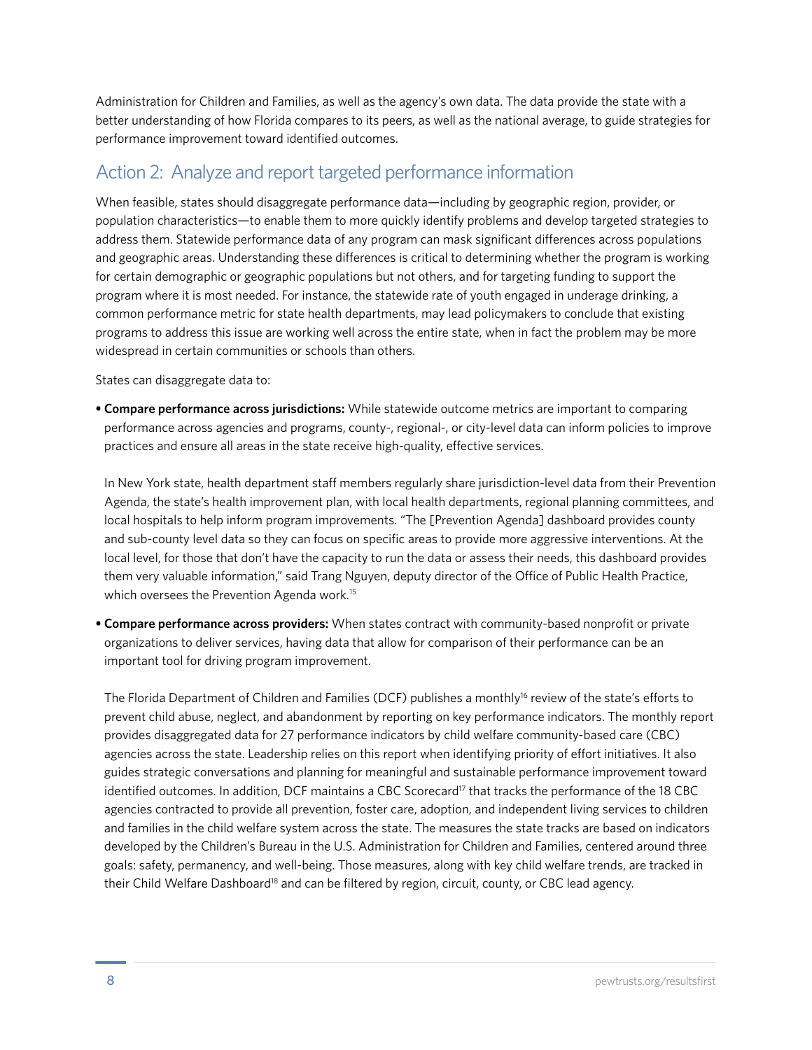Administration for Children and Families, as well as the agency's own data. The data provide the state with a better understanding of how Florida compares to its peers, as well as the national average, to guide strategies for performance improvement toward identified outcomes.

## Action 2: Analyze and report targeted performance information

When feasible, states should disaggregate performance data—including by geographic region, provider, or population characteristics—to enable them to more quickly identify problems and develop targeted strategies to address them. Statewide performance data of any program can mask significant differences across populations and geographic areas. Understanding these differences is critical to determining whether the program is working for certain demographic or geographic populations but not others, and for targeting funding to support the program where it is most needed. For instance, the statewide rate of youth engaged in underage drinking, a common performance metric for state health departments, may lead policymakers to conclude that existing programs to address this issue are working well across the entire state, when in fact the problem may be more widespread in certain communities or schools than others.

States can disaggregate data to:

- **Compare performance across jurisdictions:** While statewide outcome metrics are important to comparing performance across agencies and programs, county-, regional-, or city-level data can inform policies to improve practices and ensure all areas in the state receive high-quality, effective services.

  In New York state, health department staff members regularly share jurisdiction-level data from their Prevention Agenda, the state's health improvement plan, with local health departments, regional planning committees, and local hospitals to help inform program improvements. "The [Prevention Agenda] dashboard provides county and sub-county level data so they can focus on specific areas to provide more aggressive interventions. At the local level, for those that don't have the capacity to run the data or assess their needs, this dashboard provides them very valuable information," said Trang Nguyen, deputy director of the Office of Public Health Practice, which oversees the Prevention Agenda work.[15]

- **Compare performance across providers:** When states contract with community-based nonprofit or private organizations to deliver services, having data that allow for comparison of their performance can be an important tool for driving program improvement.

  The Florida Department of Children and Families (DCF) publishes a monthly[16] review of the state's efforts to prevent child abuse, neglect, and abandonment by reporting on key performance indicators. The monthly report provides disaggregated data for 27 performance indicators by child welfare community-based care (CBC) agencies across the state. Leadership relies on this report when identifying priority of effort initiatives. It also guides strategic conversations and planning for meaningful and sustainable performance improvement toward identified outcomes. In addition, DCF maintains a CBC Scorecard[17] that tracks the performance of the 18 CBC agencies contracted to provide all prevention, foster care, adoption, and independent living services to children and families in the child welfare system across the state. The measures the state tracks are based on indicators developed by the Children's Bureau in the U.S. Administration for Children and Families, centered around three goals: safety, permanency, and well-being. Those measures, along with key child welfare trends, are tracked in their Child Welfare Dashboard[18] and can be filtered by region, circuit, county, or CBC lead agency.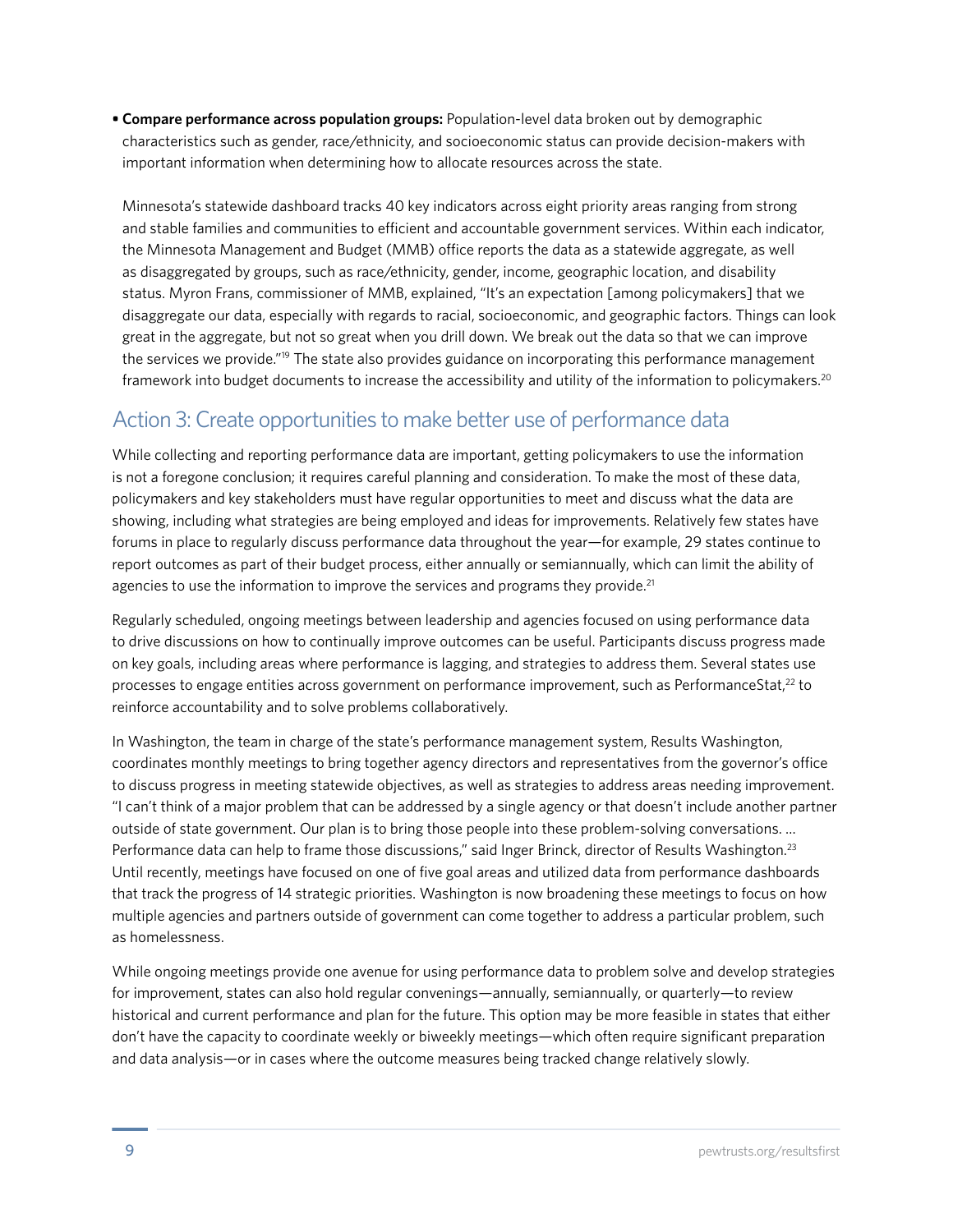- **Compare performance across population groups:** Population-level data broken out by demographic characteristics such as gender, race/ethnicity, and socioeconomic status can provide decision-makers with important information when determining how to allocate resources across the state.

  Minnesota's statewide dashboard tracks 40 key indicators across eight priority areas ranging from strong and stable families and communities to efficient and accountable government services. Within each indicator, the Minnesota Management and Budget (MMB) office reports the data as a statewide aggregate, as well as disaggregated by groups, such as race/ethnicity, gender, income, geographic location, and disability status. Myron Frans, commissioner of MMB, explained, "It's an expectation [among policymakers] that we disaggregate our data, especially with regards to racial, socioeconomic, and geographic factors. Things can look great in the aggregate, but not so great when you drill down. We break out the data so that we can improve the services we provide."[19] The state also provides guidance on incorporating this performance management framework into budget documents to increase the accessibility and utility of the information to policymakers.[20]

## Action 3: Create opportunities to make better use of performance data

While collecting and reporting performance data are important, getting policymakers to use the information is not a foregone conclusion; it requires careful planning and consideration. To make the most of these data, policymakers and key stakeholders must have regular opportunities to meet and discuss what the data are showing, including what strategies are being employed and ideas for improvements. Relatively few states have forums in place to regularly discuss performance data throughout the year—for example, 29 states continue to report outcomes as part of their budget process, either annually or semiannually, which can limit the ability of agencies to use the information to improve the services and programs they provide.[21]

Regularly scheduled, ongoing meetings between leadership and agencies focused on using performance data to drive discussions on how to continually improve outcomes can be useful. Participants discuss progress made on key goals, including areas where performance is lagging, and strategies to address them. Several states use processes to engage entities across government on performance improvement, such as PerformanceStat,[22] to reinforce accountability and to solve problems collaboratively.

In Washington, the team in charge of the state's performance management system, Results Washington, coordinates monthly meetings to bring together agency directors and representatives from the governor's office to discuss progress in meeting statewide objectives, as well as strategies to address areas needing improvement. "I can't think of a major problem that can be addressed by a single agency or that doesn't include another partner outside of state government. Our plan is to bring those people into these problem-solving conversations. ... Performance data can help to frame those discussions," said Inger Brinck, director of Results Washington.[23] Until recently, meetings have focused on one of five goal areas and utilized data from performance dashboards that track the progress of 14 strategic priorities. Washington is now broadening these meetings to focus on how multiple agencies and partners outside of government can come together to address a particular problem, such as homelessness.

While ongoing meetings provide one avenue for using performance data to problem solve and develop strategies for improvement, states can also hold regular convenings—annually, semiannually, or quarterly—to review historical and current performance and plan for the future. This option may be more feasible in states that either don't have the capacity to coordinate weekly or biweekly meetings—which often require significant preparation and data analysis—or in cases where the outcome measures being tracked change relatively slowly.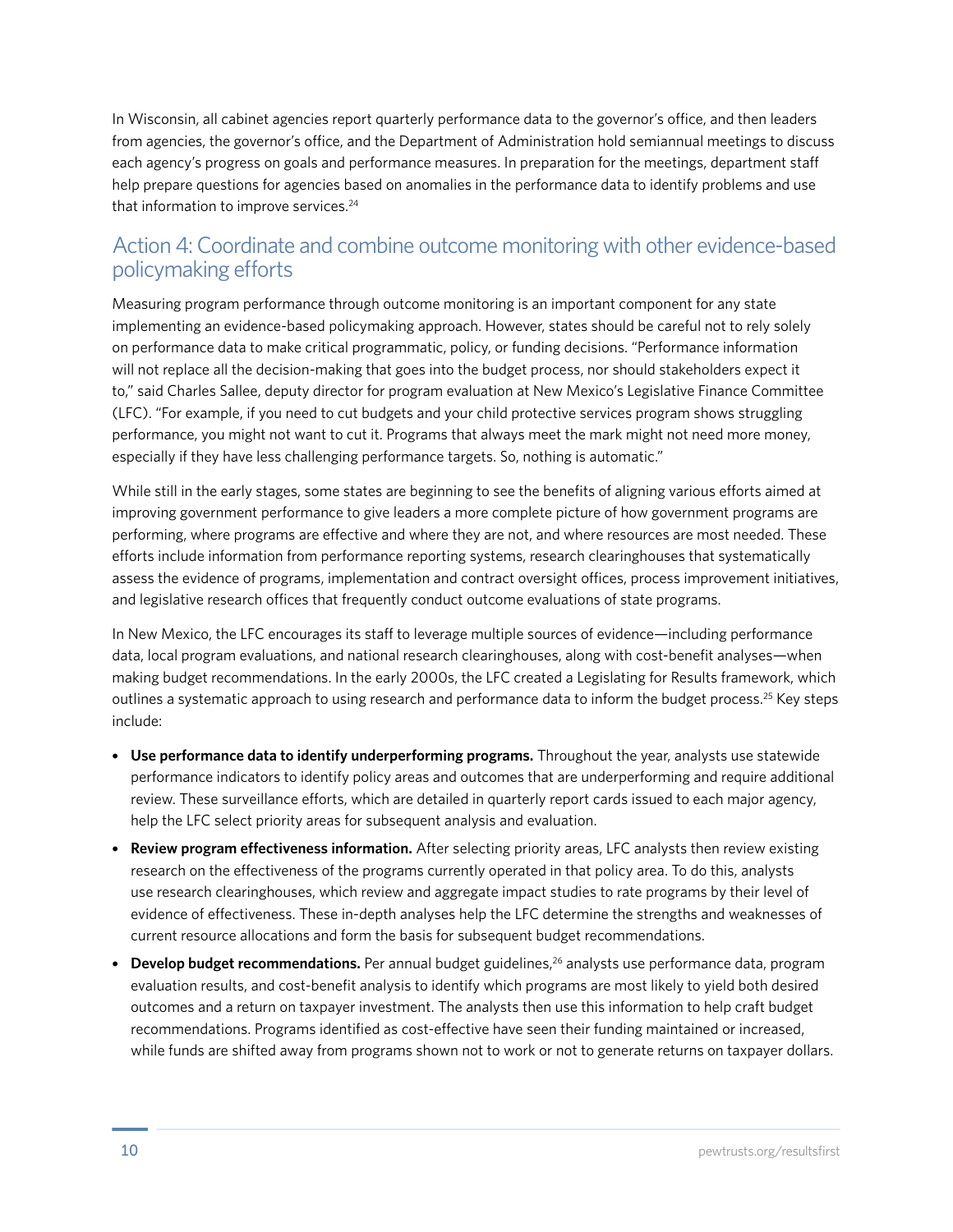In Wisconsin, all cabinet agencies report quarterly performance data to the governor's office, and then leaders from agencies, the governor's office, and the Department of Administration hold semiannual meetings to discuss each agency's progress on goals and performance measures. In preparation for the meetings, department staff help prepare questions for agencies based on anomalies in the performance data to identify problems and use that information to improve services.[24]

## Action 4: Coordinate and combine outcome monitoring with other evidence-based policymaking efforts

Measuring program performance through outcome monitoring is an important component for any state implementing an evidence-based policymaking approach. However, states should be careful not to rely solely on performance data to make critical programmatic, policy, or funding decisions. "Performance information will not replace all the decision-making that goes into the budget process, nor should stakeholders expect it to," said Charles Sallee, deputy director for program evaluation at New Mexico's Legislative Finance Committee (LFC). "For example, if you need to cut budgets and your child protective services program shows struggling performance, you might not want to cut it. Programs that always meet the mark might not need more money, especially if they have less challenging performance targets. So, nothing is automatic."

While still in the early stages, some states are beginning to see the benefits of aligning various efforts aimed at improving government performance to give leaders a more complete picture of how government programs are performing, where programs are effective and where they are not, and where resources are most needed. These efforts include information from performance reporting systems, research clearinghouses that systematically assess the evidence of programs, implementation and contract oversight offices, process improvement initiatives, and legislative research offices that frequently conduct outcome evaluations of state programs.

In New Mexico, the LFC encourages its staff to leverage multiple sources of evidence—including performance data, local program evaluations, and national research clearinghouses, along with cost-benefit analyses—when making budget recommendations. In the early 2000s, the LFC created a Legislating for Results framework, which outlines a systematic approach to using research and performance data to inform the budget process.[25] Key steps include:

- **Use performance data to identify underperforming programs.** Throughout the year, analysts use statewide performance indicators to identify policy areas and outcomes that are underperforming and require additional review. These surveillance efforts, which are detailed in quarterly report cards issued to each major agency, help the LFC select priority areas for subsequent analysis and evaluation.
- **Review program effectiveness information.** After selecting priority areas, LFC analysts then review existing research on the effectiveness of the programs currently operated in that policy area. To do this, analysts use research clearinghouses, which review and aggregate impact studies to rate programs by their level of evidence of effectiveness. These in-depth analyses help the LFC determine the strengths and weaknesses of current resource allocations and form the basis for subsequent budget recommendations.
- **Develop budget recommendations.** Per annual budget guidelines,[26] analysts use performance data, program evaluation results, and cost-benefit analysis to identify which programs are most likely to yield both desired outcomes and a return on taxpayer investment. The analysts then use this information to help craft budget recommendations. Programs identified as cost-effective have seen their funding maintained or increased, while funds are shifted away from programs shown not to work or not to generate returns on taxpayer dollars.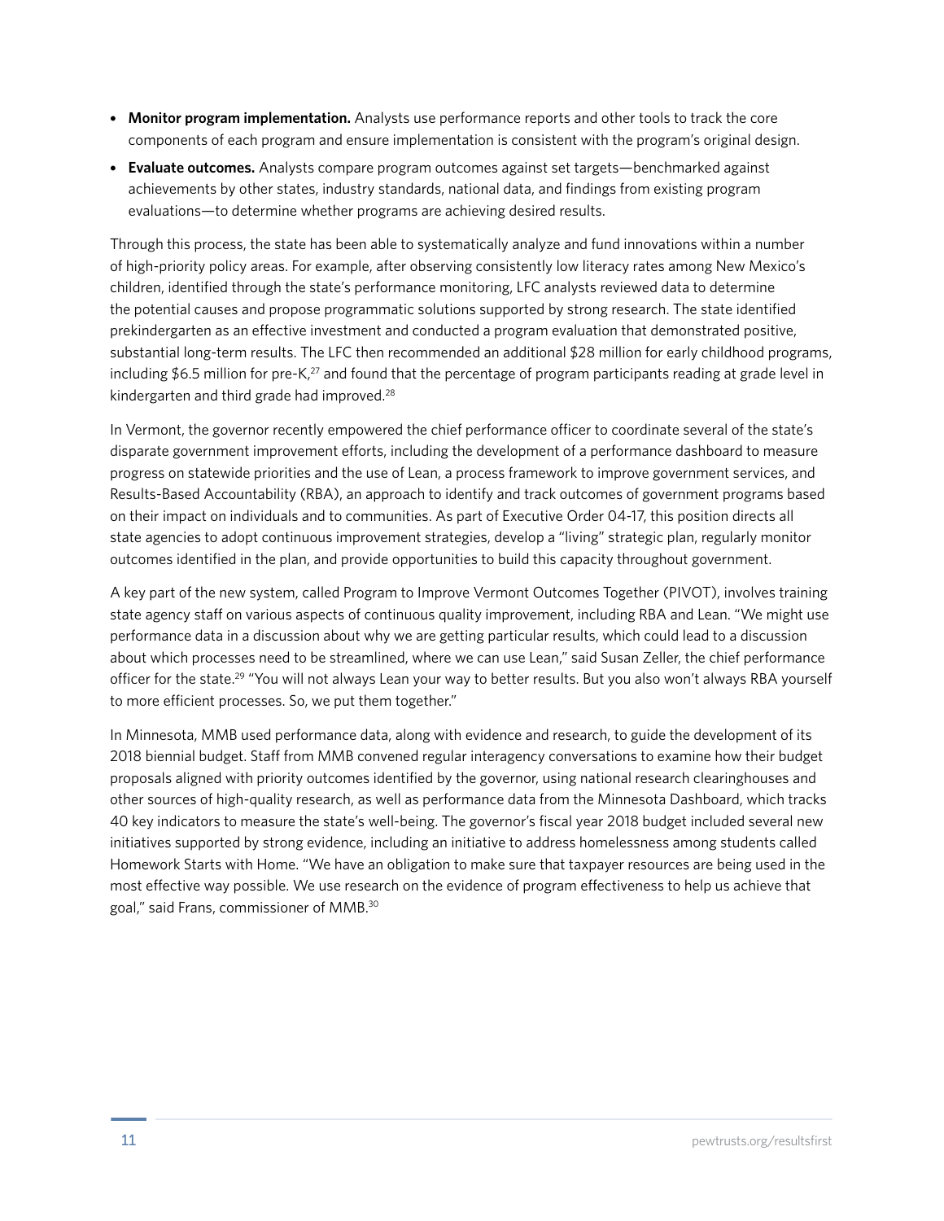- **Monitor program implementation.** Analysts use performance reports and other tools to track the core components of each program and ensure implementation is consistent with the program's original design.
- **Evaluate outcomes.** Analysts compare program outcomes against set targets—benchmarked against achievements by other states, industry standards, national data, and findings from existing program evaluations—to determine whether programs are achieving desired results.

Through this process, the state has been able to systematically analyze and fund innovations within a number of high-priority policy areas. For example, after observing consistently low literacy rates among New Mexico's children, identified through the state's performance monitoring, LFC analysts reviewed data to determine the potential causes and propose programmatic solutions supported by strong research. The state identified prekindergarten as an effective investment and conducted a program evaluation that demonstrated positive, substantial long-term results. The LFC then recommended an additional $28 million for early childhood programs, including $6.5 million for pre-K,[27] and found that the percentage of program participants reading at grade level in kindergarten and third grade had improved.[28]

In Vermont, the governor recently empowered the chief performance officer to coordinate several of the state's disparate government improvement efforts, including the development of a performance dashboard to measure progress on statewide priorities and the use of Lean, a process framework to improve government services, and Results-Based Accountability (RBA), an approach to identify and track outcomes of government programs based on their impact on individuals and to communities. As part of Executive Order 04-17, this position directs all state agencies to adopt continuous improvement strategies, develop a "living" strategic plan, regularly monitor outcomes identified in the plan, and provide opportunities to build this capacity throughout government.

A key part of the new system, called Program to Improve Vermont Outcomes Together (PIVOT), involves training state agency staff on various aspects of continuous quality improvement, including RBA and Lean. "We might use performance data in a discussion about why we are getting particular results, which could lead to a discussion about which processes need to be streamlined, where we can use Lean," said Susan Zeller, the chief performance officer for the state.[29] "You will not always Lean your way to better results. But you also won't always RBA yourself to more efficient processes. So, we put them together."

In Minnesota, MMB used performance data, along with evidence and research, to guide the development of its 2018 biennial budget. Staff from MMB convened regular interagency conversations to examine how their budget proposals aligned with priority outcomes identified by the governor, using national research clearinghouses and other sources of high-quality research, as well as performance data from the Minnesota Dashboard, which tracks 40 key indicators to measure the state's well-being. The governor's fiscal year 2018 budget included several new initiatives supported by strong evidence, including an initiative to address homelessness among students called Homework Starts with Home. "We have an obligation to make sure that taxpayer resources are being used in the most effective way possible. We use research on the evidence of program effectiveness to help us achieve that goal," said Frans, commissioner of MMB.[30]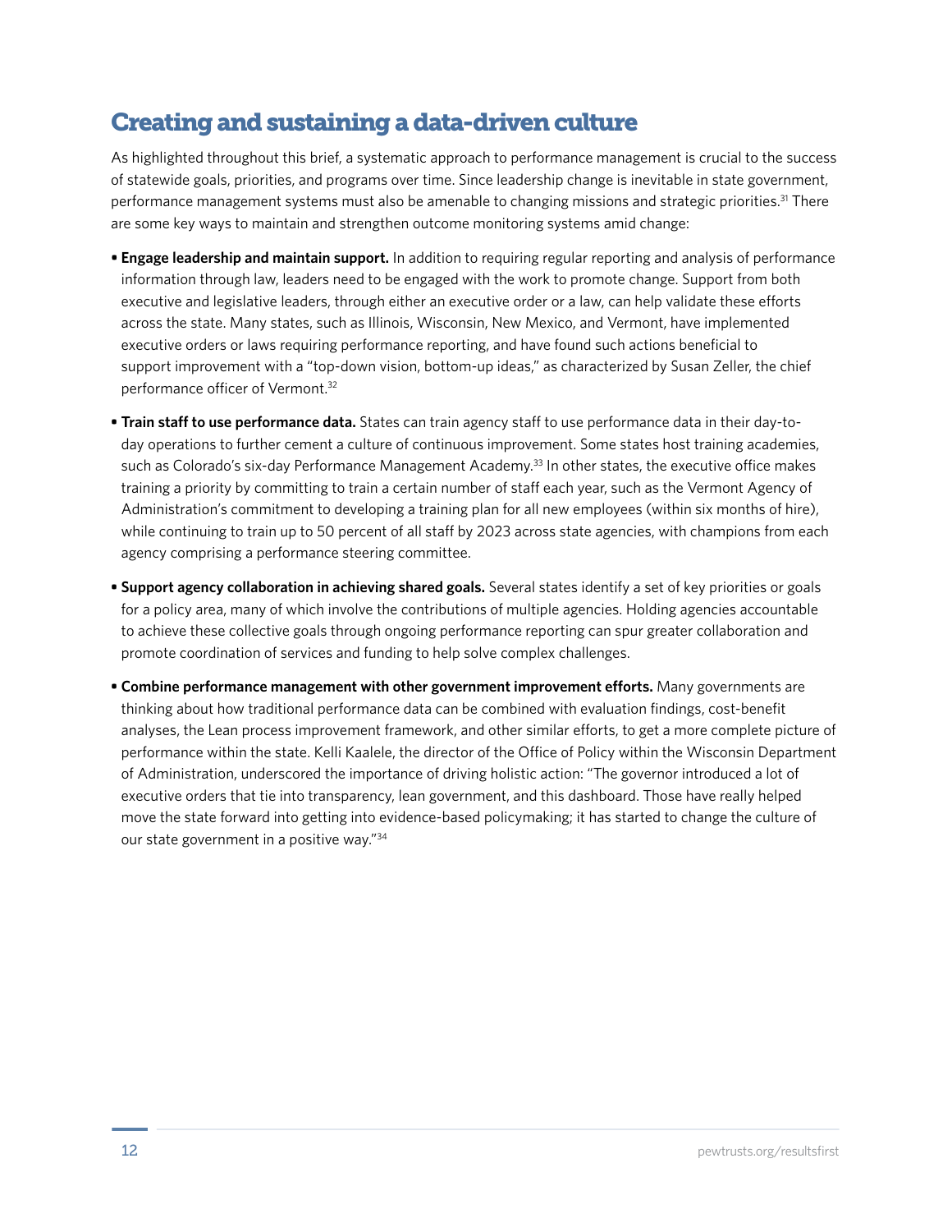## Creating and sustaining a data-driven culture

As highlighted throughout this brief, a systematic approach to performance management is crucial to the success of statewide goals, priorities, and programs over time. Since leadership change is inevitable in state government, performance management systems must also be amenable to changing missions and strategic priorities.[31] There are some key ways to maintain and strengthen outcome monitoring systems amid change:

- **Engage leadership and maintain support.** In addition to requiring regular reporting and analysis of performance information through law, leaders need to be engaged with the work to promote change. Support from both executive and legislative leaders, through either an executive order or a law, can help validate these efforts across the state. Many states, such as Illinois, Wisconsin, New Mexico, and Vermont, have implemented executive orders or laws requiring performance reporting, and have found such actions beneficial to support improvement with a "top-down vision, bottom-up ideas," as characterized by Susan Zeller, the chief performance officer of Vermont.[32]

- **Train staff to use performance data.** States can train agency staff to use performance data in their day-to-day operations to further cement a culture of continuous improvement. Some states host training academies, such as Colorado's six-day Performance Management Academy.[33] In other states, the executive office makes training a priority by committing to train a certain number of staff each year, such as the Vermont Agency of Administration's commitment to developing a training plan for all new employees (within six months of hire), while continuing to train up to 50 percent of all staff by 2023 across state agencies, with champions from each agency comprising a performance steering committee.

- **Support agency collaboration in achieving shared goals.** Several states identify a set of key priorities or goals for a policy area, many of which involve the contributions of multiple agencies. Holding agencies accountable to achieve these collective goals through ongoing performance reporting can spur greater collaboration and promote coordination of services and funding to help solve complex challenges.

- **Combine performance management with other government improvement efforts.** Many governments are thinking about how traditional performance data can be combined with evaluation findings, cost-benefit analyses, the Lean process improvement framework, and other similar efforts, to get a more complete picture of performance within the state. Kelli Kaalele, the director of the Office of Policy within the Wisconsin Department of Administration, underscored the importance of driving holistic action: "The governor introduced a lot of executive orders that tie into transparency, lean government, and this dashboard. Those have really helped move the state forward into getting into evidence-based policymaking; it has started to change the culture of our state government in a positive way."[34]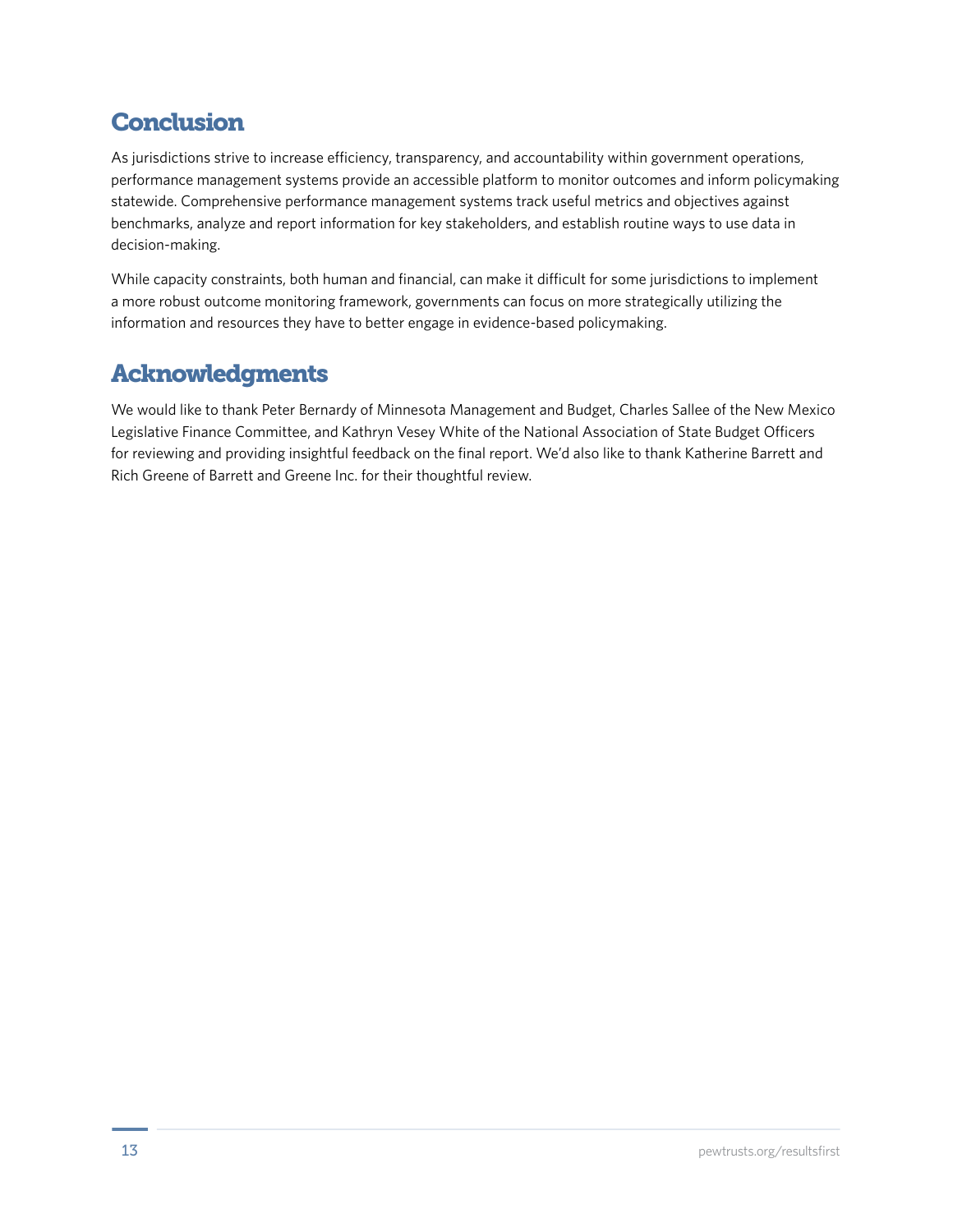## Conclusion

As jurisdictions strive to increase efficiency, transparency, and accountability within government operations, performance management systems provide an accessible platform to monitor outcomes and inform policymaking statewide. Comprehensive performance management systems track useful metrics and objectives against benchmarks, analyze and report information for key stakeholders, and establish routine ways to use data in decision-making.

While capacity constraints, both human and financial, can make it difficult for some jurisdictions to implement a more robust outcome monitoring framework, governments can focus on more strategically utilizing the information and resources they have to better engage in evidence-based policymaking.

## Acknowledgments

We would like to thank Peter Bernardy of Minnesota Management and Budget, Charles Sallee of the New Mexico Legislative Finance Committee, and Kathryn Vesey White of the National Association of State Budget Officers for reviewing and providing insightful feedback on the final report. We'd also like to thank Katherine Barrett and Rich Greene of Barrett and Greene Inc. for their thoughtful review.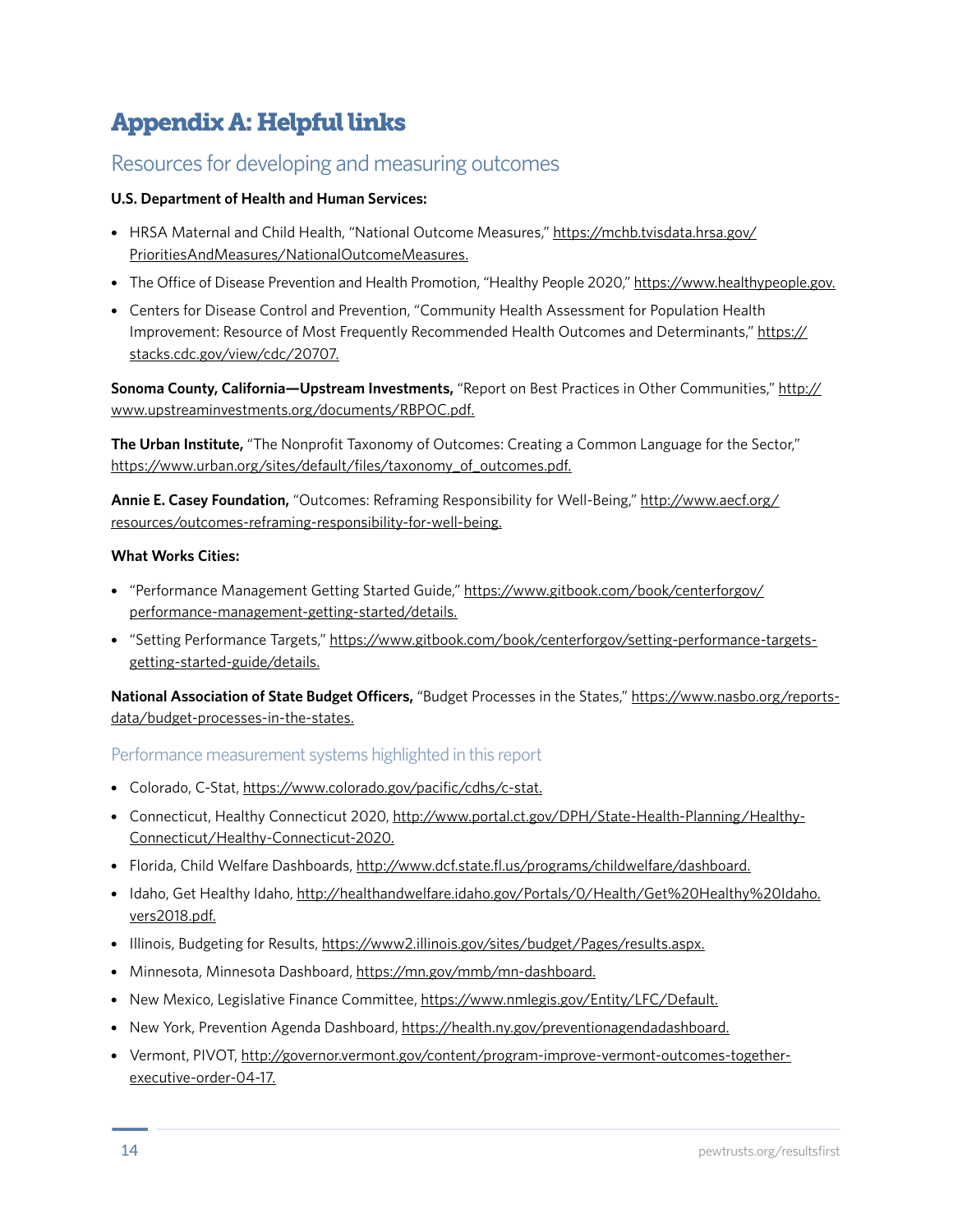# Appendix A: Helpful links

## Resources for developing and measuring outcomes

**U.S. Department of Health and Human Services:**

- HRSA Maternal and Child Health, "National Outcome Measures," https://mchb.tvisdata.hrsa.gov/PrioritiesAndMeasures/NationalOutcomeMeasures.
- The Office of Disease Prevention and Health Promotion, "Healthy People 2020," https://www.healthypeople.gov.
- Centers for Disease Control and Prevention, "Community Health Assessment for Population Health Improvement: Resource of Most Frequently Recommended Health Outcomes and Determinants," https://stacks.cdc.gov/view/cdc/20707.

**Sonoma County, California—Upstream Investments,** "Report on Best Practices in Other Communities," http://www.upstreaminvestments.org/documents/RBPOC.pdf.

**The Urban Institute,** "The Nonprofit Taxonomy of Outcomes: Creating a Common Language for the Sector," https://www.urban.org/sites/default/files/taxonomy_of_outcomes.pdf.

**Annie E. Casey Foundation,** "Outcomes: Reframing Responsibility for Well-Being," http://www.aecf.org/resources/outcomes-reframing-responsibility-for-well-being.

**What Works Cities:**

- "Performance Management Getting Started Guide," https://www.gitbook.com/book/centerforgov/performance-management-getting-started/details.
- "Setting Performance Targets," https://www.gitbook.com/book/centerforgov/setting-performance-targets-getting-started-guide/details.

**National Association of State Budget Officers,** "Budget Processes in the States," https://www.nasbo.org/reports-data/budget-processes-in-the-states.

### Performance measurement systems highlighted in this report

- Colorado, C-Stat, https://www.colorado.gov/pacific/cdhs/c-stat.
- Connecticut, Healthy Connecticut 2020, http://www.portal.ct.gov/DPH/State-Health-Planning/Healthy-Connecticut/Healthy-Connecticut-2020.
- Florida, Child Welfare Dashboards, http://www.dcf.state.fl.us/programs/childwelfare/dashboard.
- Idaho, Get Healthy Idaho, http://healthandwelfare.idaho.gov/Portals/0/Health/Get%20Healthy%20Idaho.vers2018.pdf.
- Illinois, Budgeting for Results, https://www2.illinois.gov/sites/budget/Pages/results.aspx.
- Minnesota, Minnesota Dashboard, https://mn.gov/mmb/mn-dashboard.
- New Mexico, Legislative Finance Committee, https://www.nmlegis.gov/Entity/LFC/Default.
- New York, Prevention Agenda Dashboard, https://health.ny.gov/preventionagendadashboard.
- Vermont, PIVOT, http://governor.vermont.gov/content/program-improve-vermont-outcomes-together-executive-order-04-17.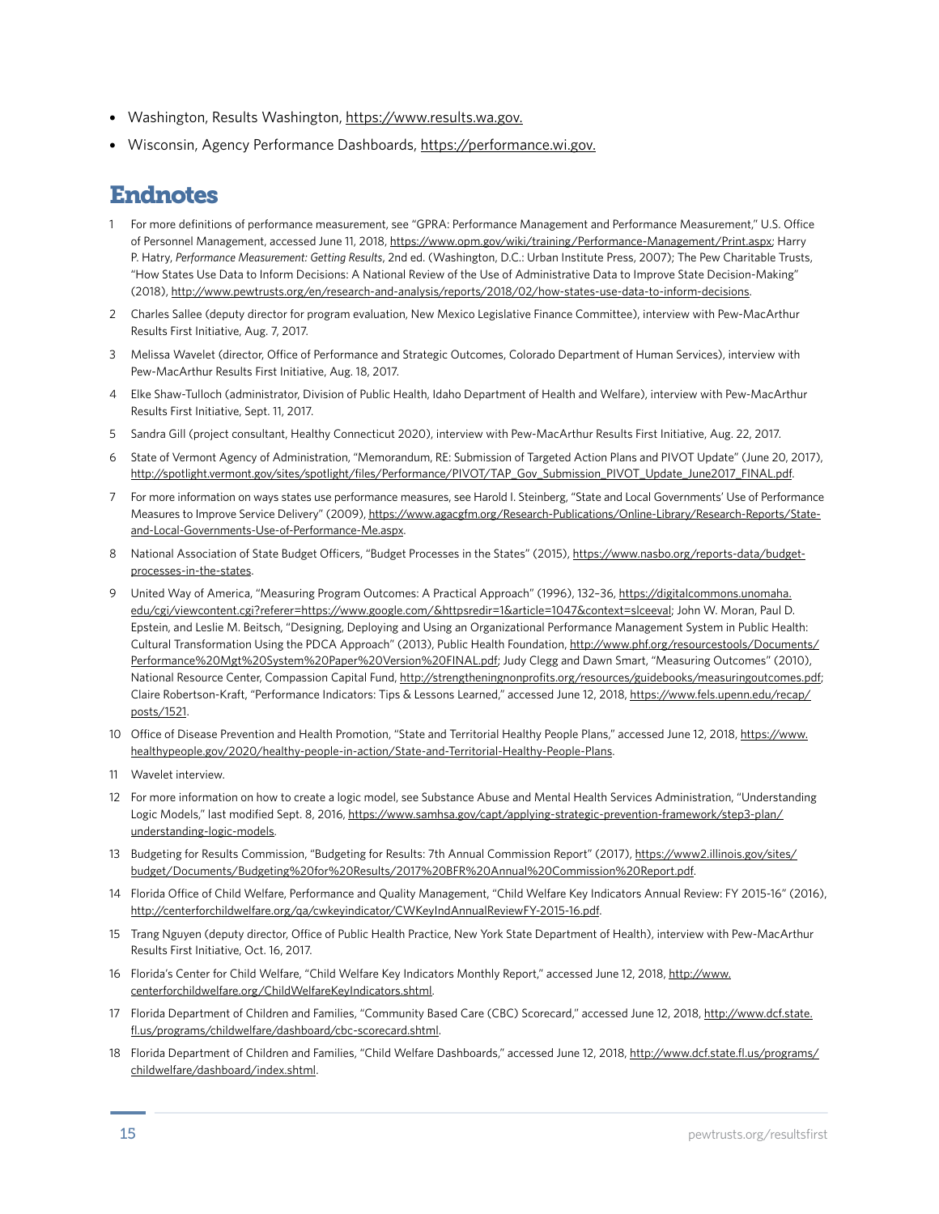- Washington, Results Washington, https://www.results.wa.gov.
- Wisconsin, Agency Performance Dashboards, https://performance.wi.gov.

## Endnotes

1. For more definitions of performance measurement, see "GPRA: Performance Management and Performance Measurement," U.S. Office of Personnel Management, accessed June 11, 2018, https://www.opm.gov/wiki/training/Performance-Management/Print.aspx; Harry P. Hatry, *Performance Measurement: Getting Results*, 2nd ed. (Washington, D.C.: Urban Institute Press, 2007); The Pew Charitable Trusts, "How States Use Data to Inform Decisions: A National Review of the Use of Administrative Data to Improve State Decision-Making" (2018), http://www.pewtrusts.org/en/research-and-analysis/reports/2018/02/how-states-use-data-to-inform-decisions.
2. Charles Sallee (deputy director for program evaluation, New Mexico Legislative Finance Committee), interview with Pew-MacArthur Results First Initiative, Aug. 7, 2017.
3. Melissa Wavelet (director, Office of Performance and Strategic Outcomes, Colorado Department of Human Services), interview with Pew-MacArthur Results First Initiative, Aug. 18, 2017.
4. Elke Shaw-Tulloch (administrator, Division of Public Health, Idaho Department of Health and Welfare), interview with Pew-MacArthur Results First Initiative, Sept. 11, 2017.
5. Sandra Gill (project consultant, Healthy Connecticut 2020), interview with Pew-MacArthur Results First Initiative, Aug. 22, 2017.
6. State of Vermont Agency of Administration, "Memorandum, RE: Submission of Targeted Action Plans and PIVOT Update" (June 20, 2017), http://spotlight.vermont.gov/sites/spotlight/files/Performance/PIVOT/TAP_Gov_Submission_PIVOT_Update_June2017_FINAL.pdf.
7. For more information on ways states use performance measures, see Harold I. Steinberg, "State and Local Governments' Use of Performance Measures to Improve Service Delivery" (2009), https://www.agacgfm.org/Research-Publications/Online-Library/Research-Reports/State-and-Local-Governments-Use-of-Performance-Me.aspx.
8. National Association of State Budget Officers, "Budget Processes in the States" (2015), https://www.nasbo.org/reports-data/budget-processes-in-the-states.
9. United Way of America, "Measuring Program Outcomes: A Practical Approach" (1996), 132–36, https://digitalcommons.unomaha.edu/cgi/viewcontent.cgi?referer=https://www.google.com/&httpsredir=1&article=1047&context=slceeval; John W. Moran, Paul D. Epstein, and Leslie M. Beitsch, "Designing, Deploying and Using an Organizational Performance Management System in Public Health: Cultural Transformation Using the PDCA Approach" (2013), Public Health Foundation, http://www.phf.org/resourcestools/Documents/Performance%20Mgt%20System%20Paper%20Version%20FINAL.pdf; Judy Clegg and Dawn Smart, "Measuring Outcomes" (2010), National Resource Center, Compassion Capital Fund, http://strengtheningnonprofits.org/resources/guidebooks/measuringoutcomes.pdf; Claire Robertson-Kraft, "Performance Indicators: Tips & Lessons Learned," accessed June 12, 2018, https://www.fels.upenn.edu/recap/posts/1521.
10. Office of Disease Prevention and Health Promotion, "State and Territorial Healthy People Plans," accessed June 12, 2018, https://www.healthypeople.gov/2020/healthy-people-in-action/State-and-Territorial-Healthy-People-Plans.
11. Wavelet interview.
12. For more information on how to create a logic model, see Substance Abuse and Mental Health Services Administration, "Understanding Logic Models," last modified Sept. 8, 2016, https://www.samhsa.gov/capt/applying-strategic-prevention-framework/step3-plan/understanding-logic-models.
13. Budgeting for Results Commission, "Budgeting for Results: 7th Annual Commission Report" (2017), https://www2.illinois.gov/sites/budget/Documents/Budgeting%20for%20Results/2017%20BFR%20Annual%20Commission%20Report.pdf.
14. Florida Office of Child Welfare, Performance and Quality Management, "Child Welfare Key Indicators Annual Review: FY 2015-16" (2016), http://centerforchildwelfare.org/qa/cwkeyindicator/CWKeyIndAnnualReviewFY-2015-16.pdf.
15. Trang Nguyen (deputy director, Office of Public Health Practice, New York State Department of Health), interview with Pew-MacArthur Results First Initiative, Oct. 16, 2017.
16. Florida's Center for Child Welfare, "Child Welfare Key Indicators Monthly Report," accessed June 12, 2018, http://www.centerforchildwelfare.org/ChildWelfareKeyIndicators.shtml.
17. Florida Department of Children and Families, "Community Based Care (CBC) Scorecard," accessed June 12, 2018, http://www.dcf.state.fl.us/programs/childwelfare/dashboard/cbc-scorecard.shtml.
18. Florida Department of Children and Families, "Child Welfare Dashboards," accessed June 12, 2018, http://www.dcf.state.fl.us/programs/childwelfare/dashboard/index.shtml.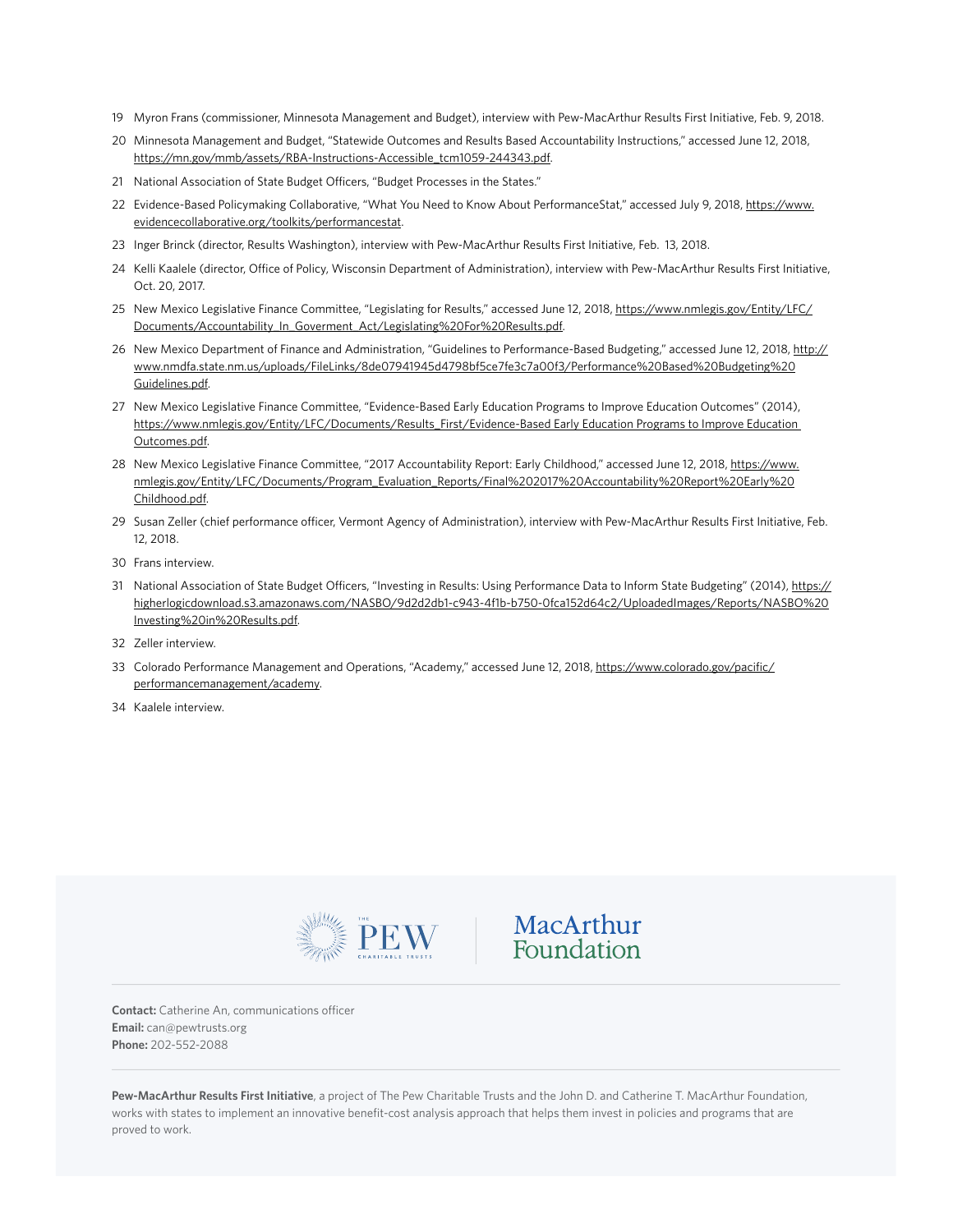19 Myron Frans (commissioner, Minnesota Management and Budget), interview with Pew-MacArthur Results First Initiative, Feb. 9, 2018.

20 Minnesota Management and Budget, "Statewide Outcomes and Results Based Accountability Instructions," accessed June 12, 2018, https://mn.gov/mmb/assets/RBA-Instructions-Accessible_tcm1059-244343.pdf.

21 National Association of State Budget Officers, "Budget Processes in the States."

22 Evidence-Based Policymaking Collaborative, "What You Need to Know About PerformanceStat," accessed July 9, 2018, https://www.evidencecollaborative.org/toolkits/performancestat.

23 Inger Brinck (director, Results Washington), interview with Pew-MacArthur Results First Initiative, Feb. 13, 2018.

24 Kelli Kaalele (director, Office of Policy, Wisconsin Department of Administration), interview with Pew-MacArthur Results First Initiative, Oct. 20, 2017.

25 New Mexico Legislative Finance Committee, "Legislating for Results," accessed June 12, 2018, https://www.nmlegis.gov/Entity/LFC/Documents/Accountability_In_Goverment_Act/Legislating%20For%20Results.pdf.

26 New Mexico Department of Finance and Administration, "Guidelines to Performance-Based Budgeting," accessed June 12, 2018, http://www.nmdfa.state.nm.us/uploads/FileLinks/8de07941945d4798bf5ce7fe3c7a00f3/Performance%20Based%20Budgeting%20Guidelines.pdf.

27 New Mexico Legislative Finance Committee, "Evidence-Based Early Education Programs to Improve Education Outcomes" (2014), https://www.nmlegis.gov/Entity/LFC/Documents/Results_First/Evidence-Based Early Education Programs to Improve Education Outcomes.pdf.

28 New Mexico Legislative Finance Committee, "2017 Accountability Report: Early Childhood," accessed June 12, 2018, https://www.nmlegis.gov/Entity/LFC/Documents/Program_Evaluation_Reports/Final%202017%20Accountability%20Report%20Early%20Childhood.pdf.

29 Susan Zeller (chief performance officer, Vermont Agency of Administration), interview with Pew-MacArthur Results First Initiative, Feb. 12, 2018.

30 Frans interview.

31 National Association of State Budget Officers, "Investing in Results: Using Performance Data to Inform State Budgeting" (2014), https://higherlogicdownload.s3.amazonaws.com/NASBO/9d2d2db1-c943-4f1b-b750-0fca152d64c2/UploadedImages/Reports/NASBO%20Investing%20in%20Results.pdf.

32 Zeller interview.

33 Colorado Performance Management and Operations, "Academy," accessed June 12, 2018, https://www.colorado.gov/pacific/performancemanagement/academy.

34 Kaalele interview.

THE PEW CHARITABLE TRUSTS

MacArthur Foundation

**Contact:** Catherine An, communications officer
**Email:** can@pewtrusts.org
**Phone:** 202-552-2088

**Pew-MacArthur Results First Initiative**, a project of The Pew Charitable Trusts and the John D. and Catherine T. MacArthur Foundation, works with states to implement an innovative benefit-cost analysis approach that helps them invest in policies and programs that are proved to work.